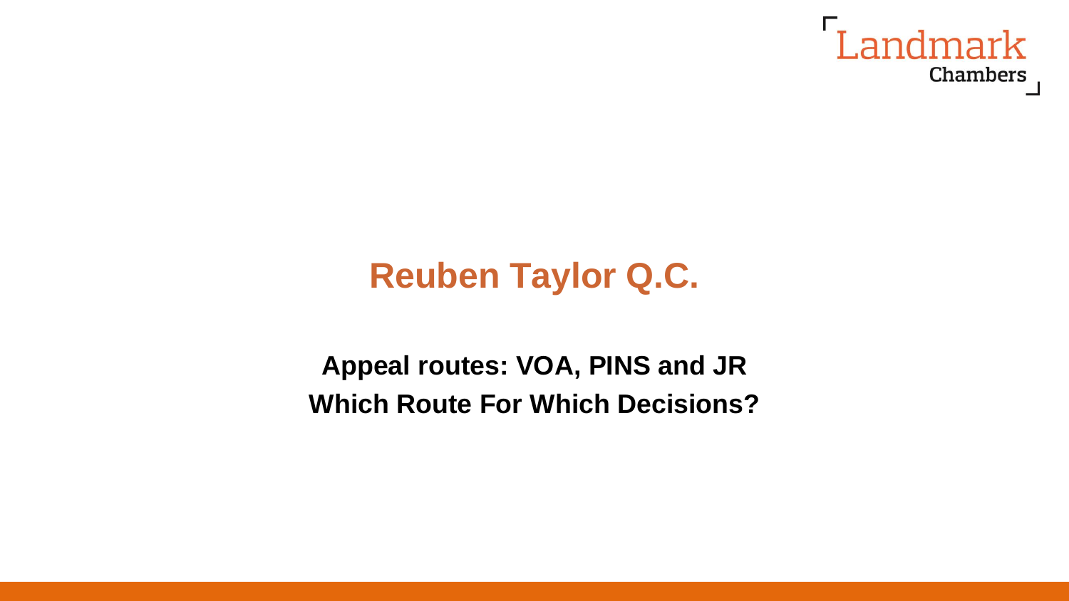Landmark Chambers

# Reuben Taylor Q.C.

**Appeal routes: VOA, PINS and JR**

**Which Route For Which Decisions?**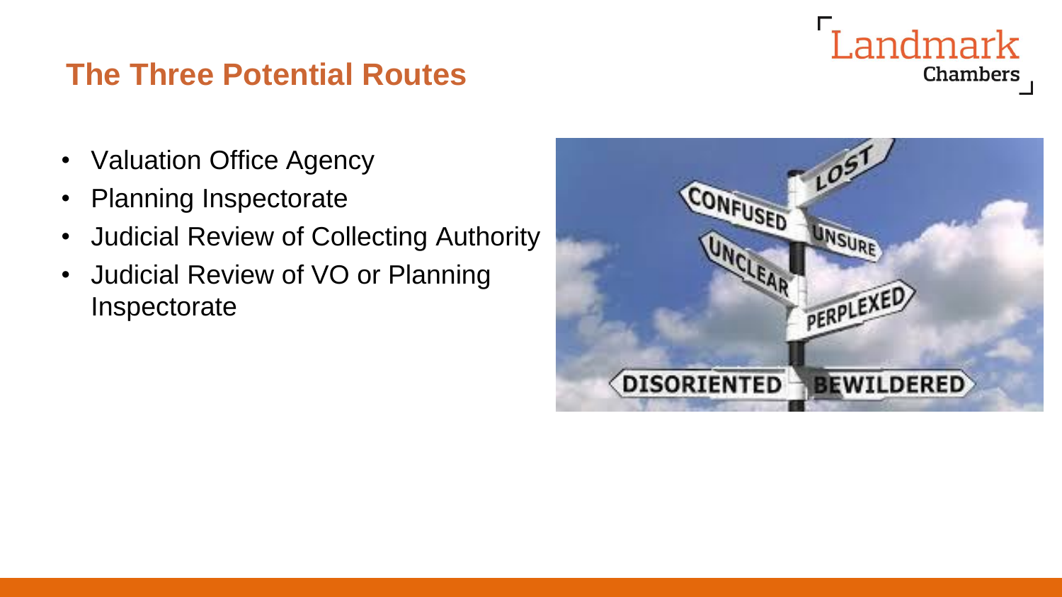## The Three Potential Routes

- Valuation Office Agency
- Planning Inspectorate
- Judicial Review of Collecting Authority
- Judicial Review of VO or Planning Inspectorate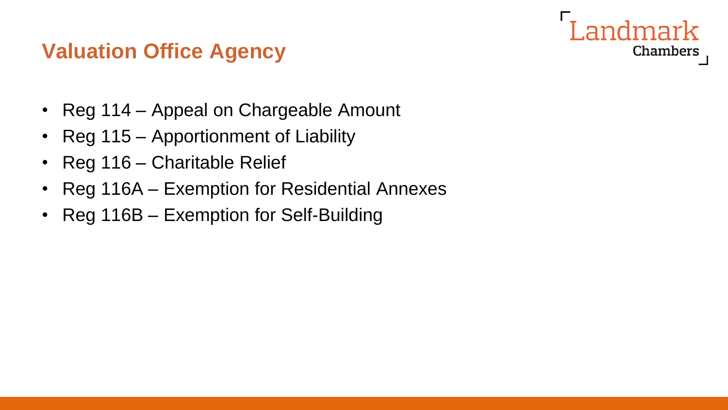## Valuation Office Agency

- Reg 114 – Appeal on Chargeable Amount
- Reg 115 – Apportionment of Liability
- Reg 116 – Charitable Relief
- Reg 116A – Exemption for Residential Annexes
- Reg 116B – Exemption for Self-Building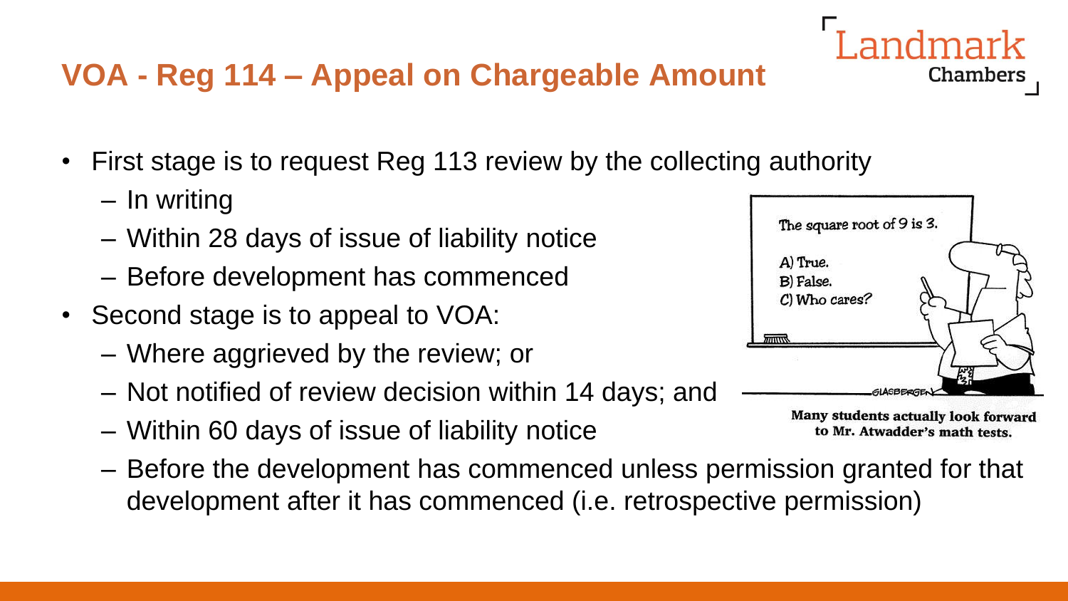## VOA - Reg 114 – Appeal on Chargeable Amount

- First stage is to request Reg 113 review by the collecting authority
  - In writing
  - Within 28 days of issue of liability notice
  - Before development has commenced
- Second stage is to appeal to VOA:
  - Where aggrieved by the review; or
  - Not notified of review decision within 14 days; and
  - Within 60 days of issue of liability notice
  - Before the development has commenced unless permission granted for that development after it has commenced (i.e. retrospective permission)

Many students actually look forward to Mr. Atwadder's math tests.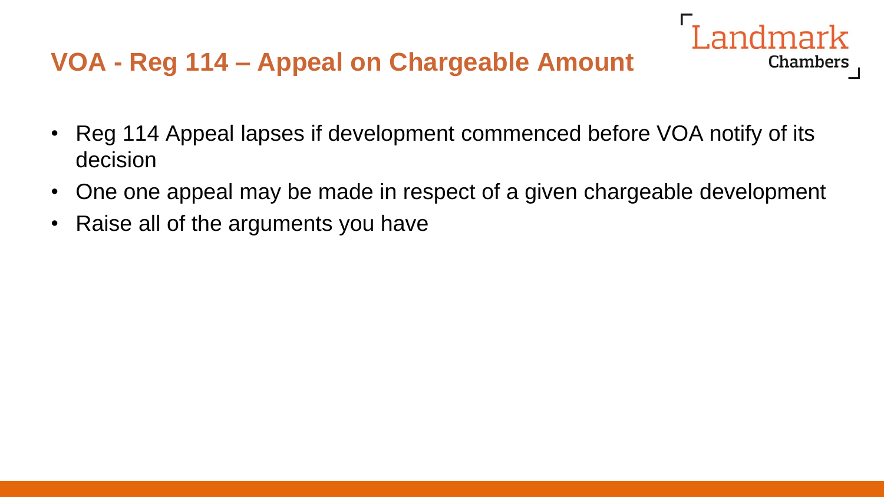# VOA - Reg 114 – Appeal on Chargeable Amount

- Reg 114 Appeal lapses if development commenced before VOA notify of its decision
- One one appeal may be made in respect of a given chargeable development
- Raise all of the arguments you have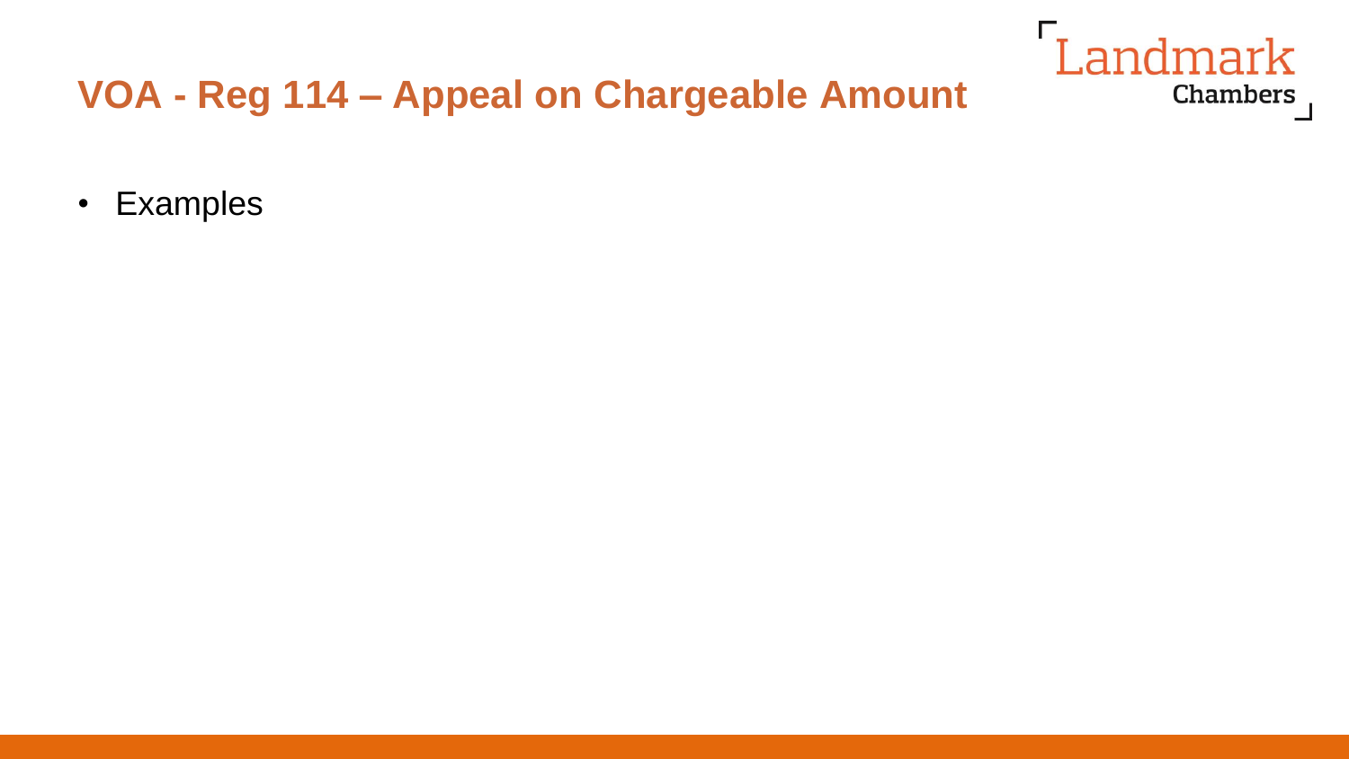# VOA - Reg 114 – Appeal on Chargeable Amount

- Examples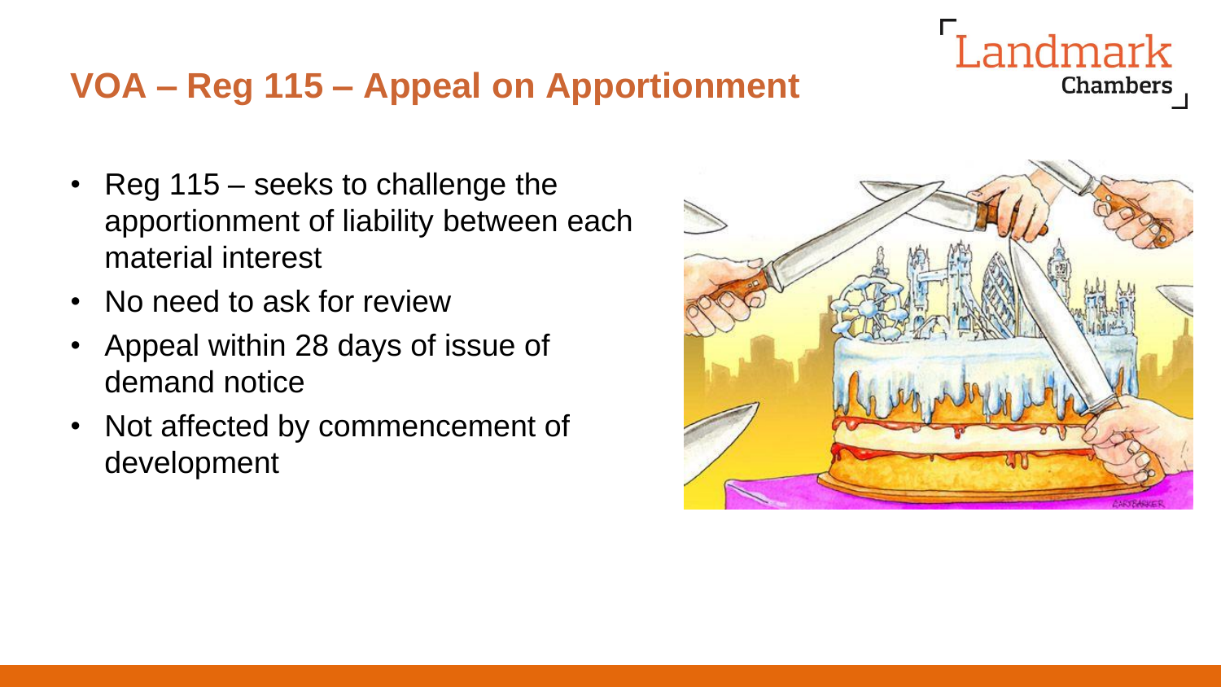## VOA – Reg 115 – Appeal on Apportionment

- Reg 115 – seeks to challenge the apportionment of liability between each material interest
- No need to ask for review
- Appeal within 28 days of issue of demand notice
- Not affected by commencement of development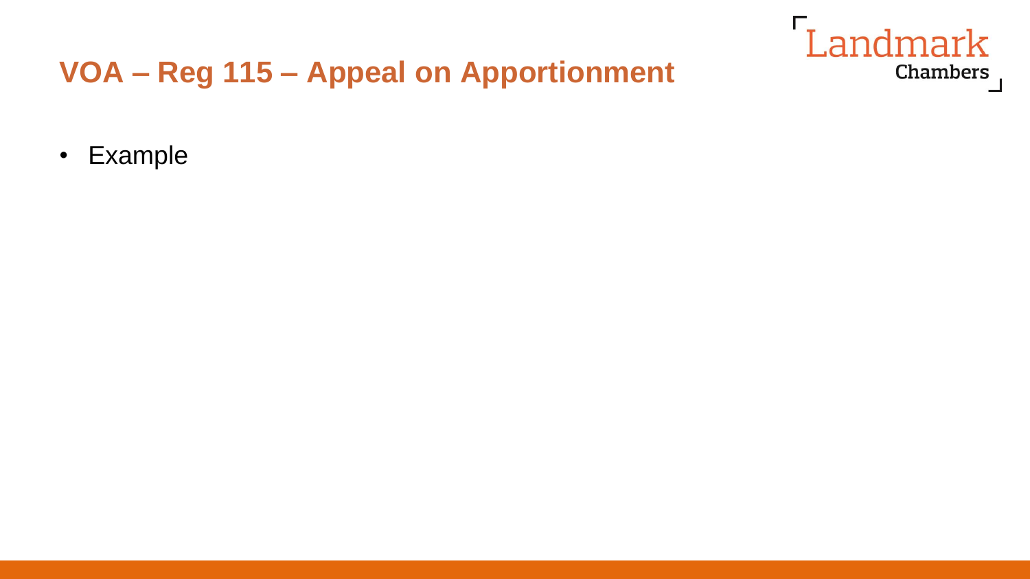## VOA – Reg 115 – Appeal on Apportionment

- Example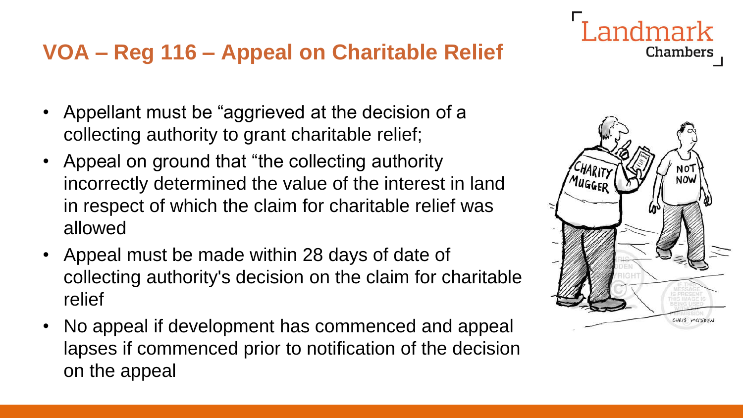## VOA – Reg 116 – Appeal on Charitable Relief

- Appellant must be "aggrieved at the decision of a collecting authority to grant charitable relief;
- Appeal on ground that "the collecting authority incorrectly determined the value of the interest in land in respect of which the claim for charitable relief was allowed
- Appeal must be made within 28 days of date of collecting authority's decision on the claim for charitable relief
- No appeal if development has commenced and appeal lapses if commenced prior to notification of the decision on the appeal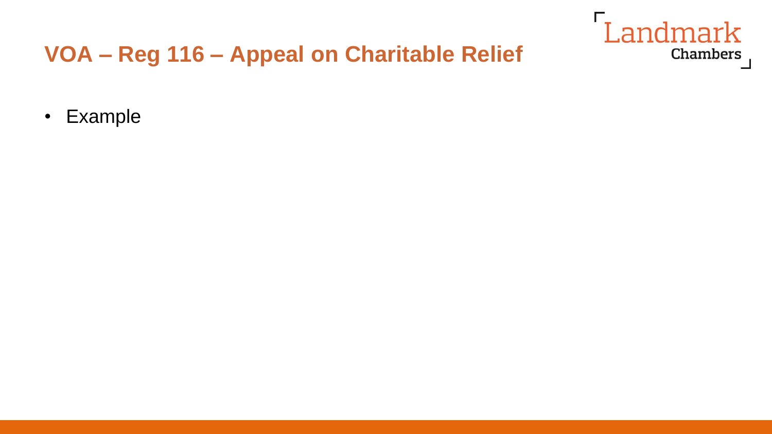# VOA – Reg 116 – Appeal on Charitable Relief

- Example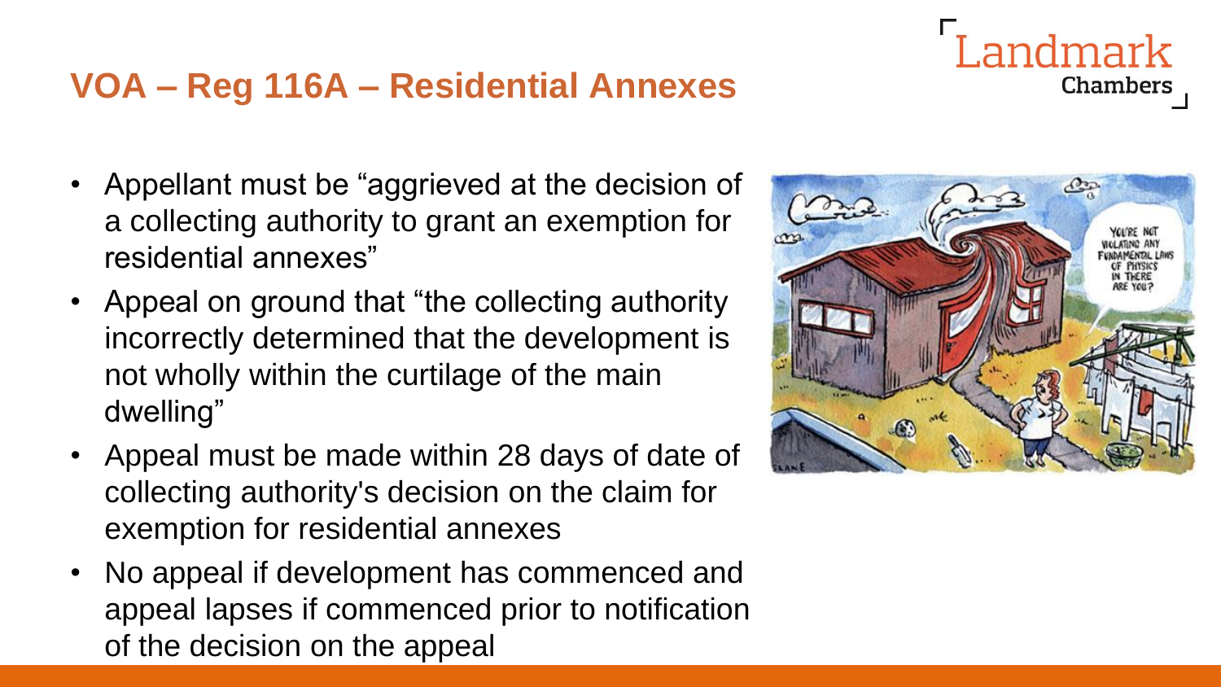## VOA – Reg 116A – Residential Annexes

- Appellant must be "aggrieved at the decision of a collecting authority to grant an exemption for residential annexes"
- Appeal on ground that "the collecting authority incorrectly determined that the development is not wholly within the curtilage of the main dwelling"
- Appeal must be made within 28 days of date of collecting authority's decision on the claim for exemption for residential annexes
- No appeal if development has commenced and appeal lapses if commenced prior to notification of the decision on the appeal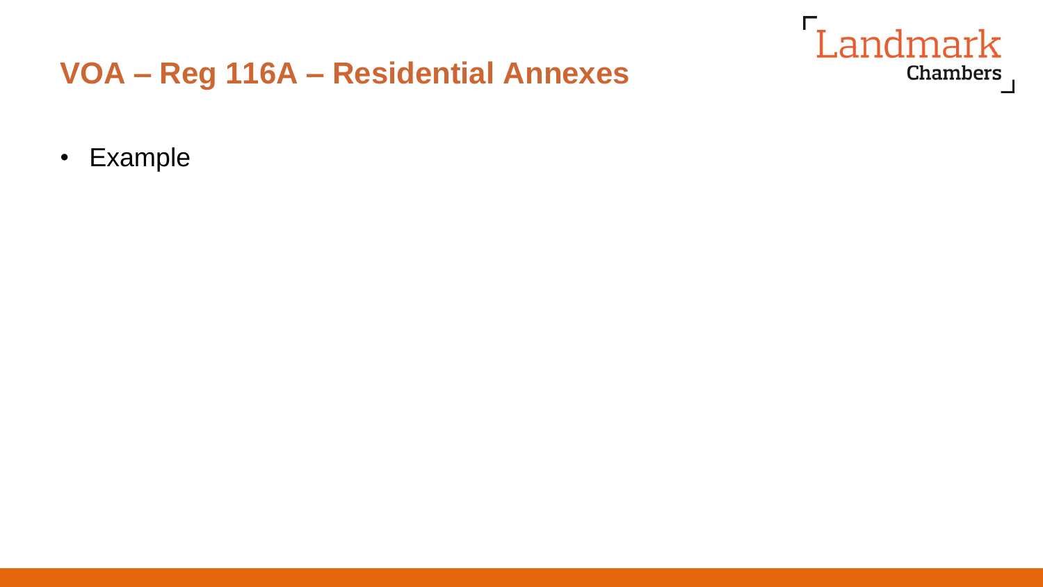# VOA – Reg 116A – Residential Annexes

- Example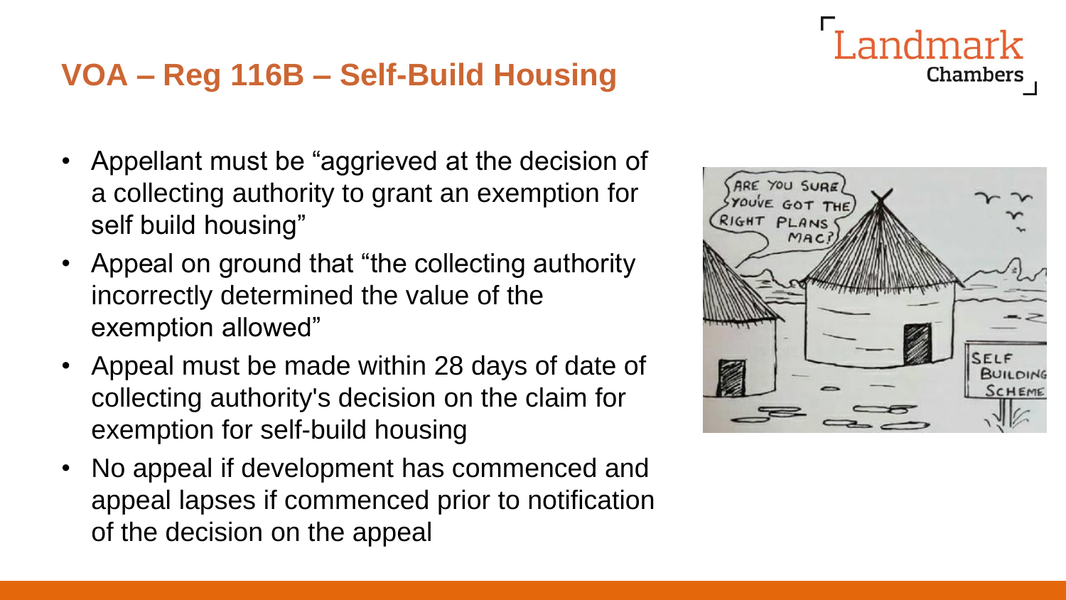## VOA – Reg 116B – Self-Build Housing

- Appellant must be "aggrieved at the decision of a collecting authority to grant an exemption for self build housing"
- Appeal on ground that "the collecting authority incorrectly determined the value of the exemption allowed"
- Appeal must be made within 28 days of date of collecting authority's decision on the claim for exemption for self-build housing
- No appeal if development has commenced and appeal lapses if commenced prior to notification of the decision on the appeal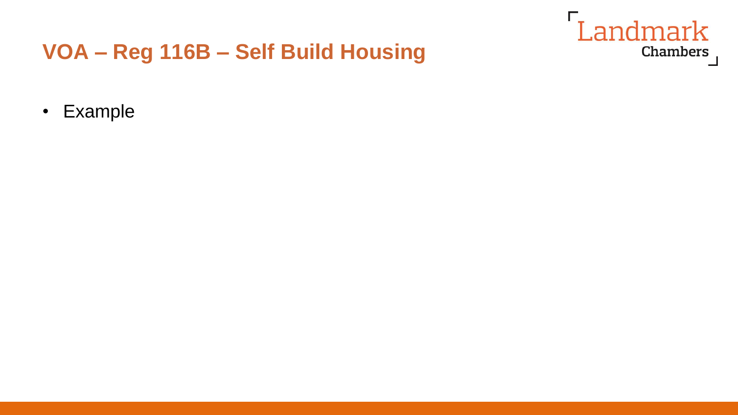# VOA – Reg 116B – Self Build Housing

- Example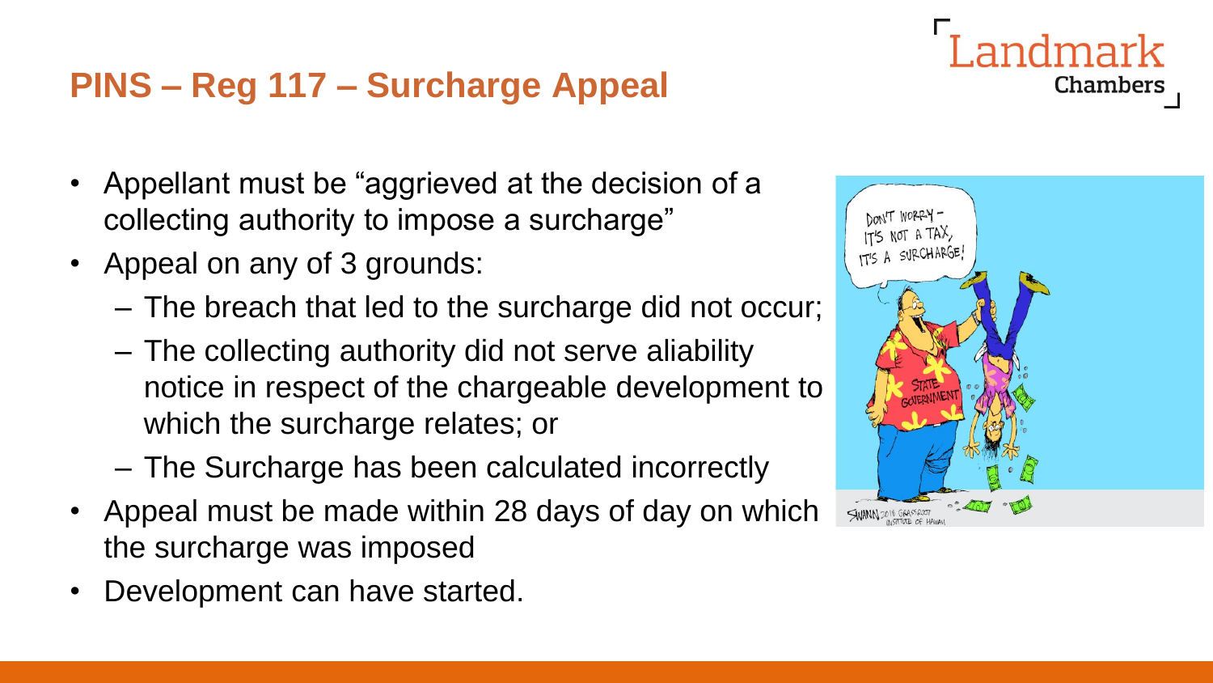## PINS – Reg 117 – Surcharge Appeal

- Appellant must be "aggrieved at the decision of a collecting authority to impose a surcharge"
- Appeal on any of 3 grounds:
  - The breach that led to the surcharge did not occur;
  - The collecting authority did not serve aliability notice in respect of the chargeable development to which the surcharge relates; or
  - The Surcharge has been calculated incorrectly
- Appeal must be made within 28 days of day on which the surcharge was imposed
- Development can have started.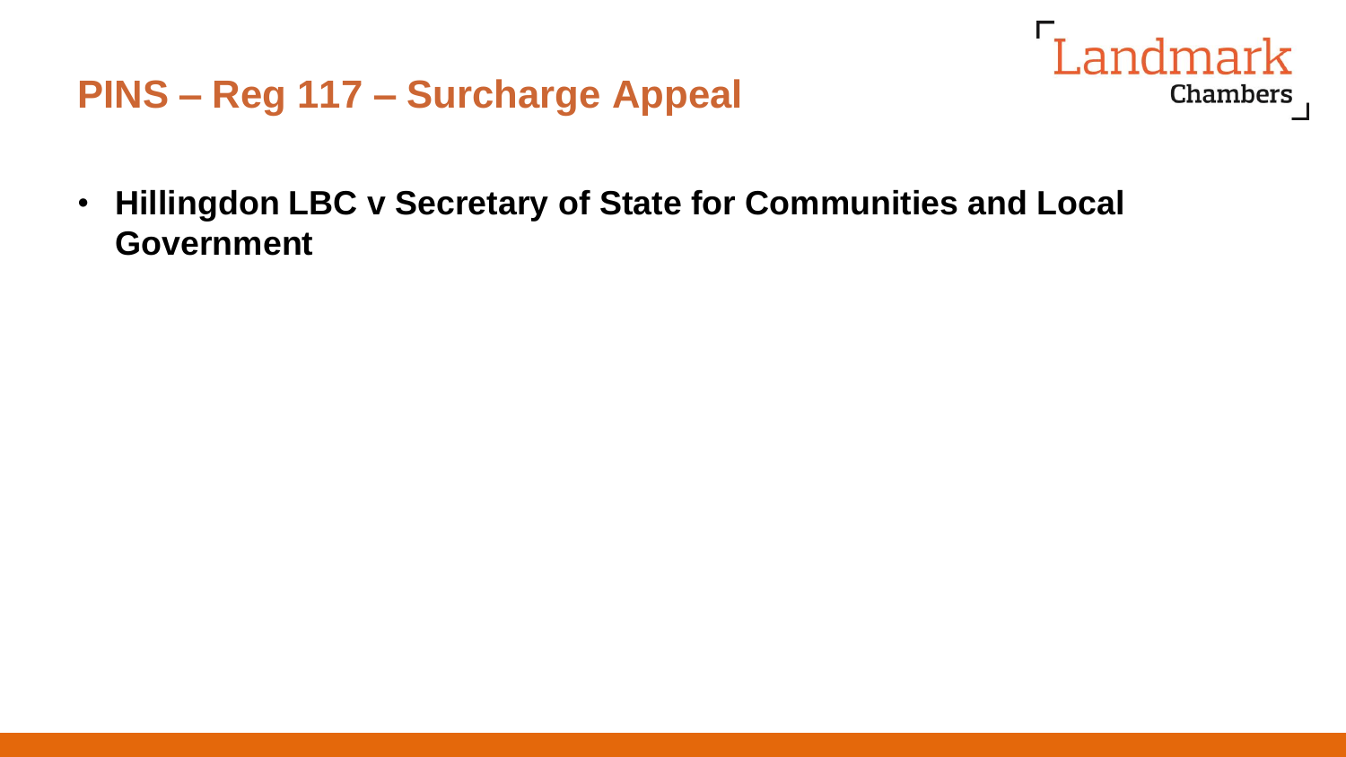## PINS – Reg 117 – Surcharge Appeal

- **Hillingdon LBC v Secretary of State for Communities and Local Government**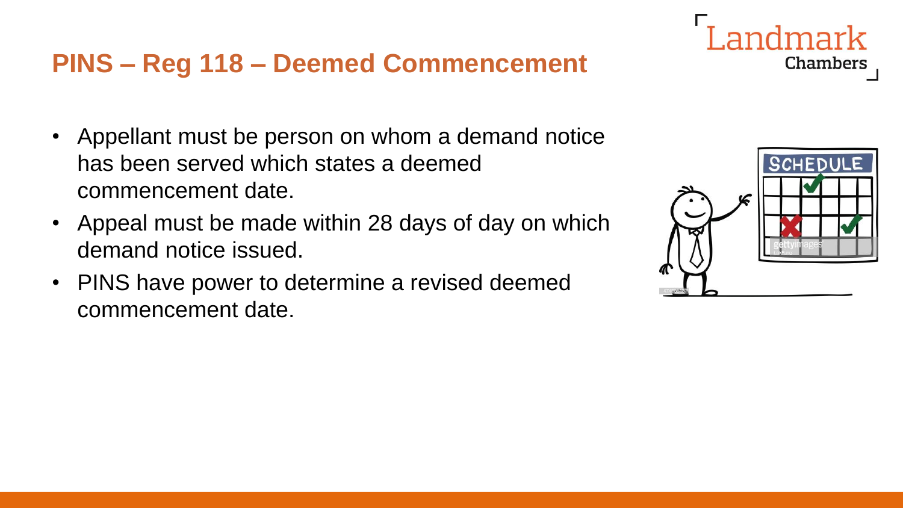# PINS – Reg 118 – Deemed Commencement

- Appellant must be person on whom a demand notice has been served which states a deemed commencement date.
- Appeal must be made within 28 days of day on which demand notice issued.
- PINS have power to determine a revised deemed commencement date.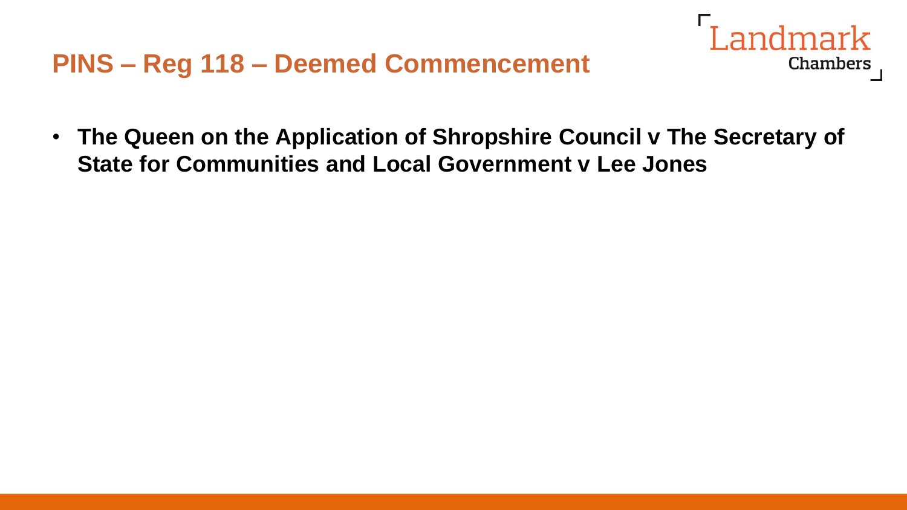## PINS – Reg 118 – Deemed Commencement

- **The Queen on the Application of Shropshire Council v The Secretary of State for Communities and Local Government v Lee Jones**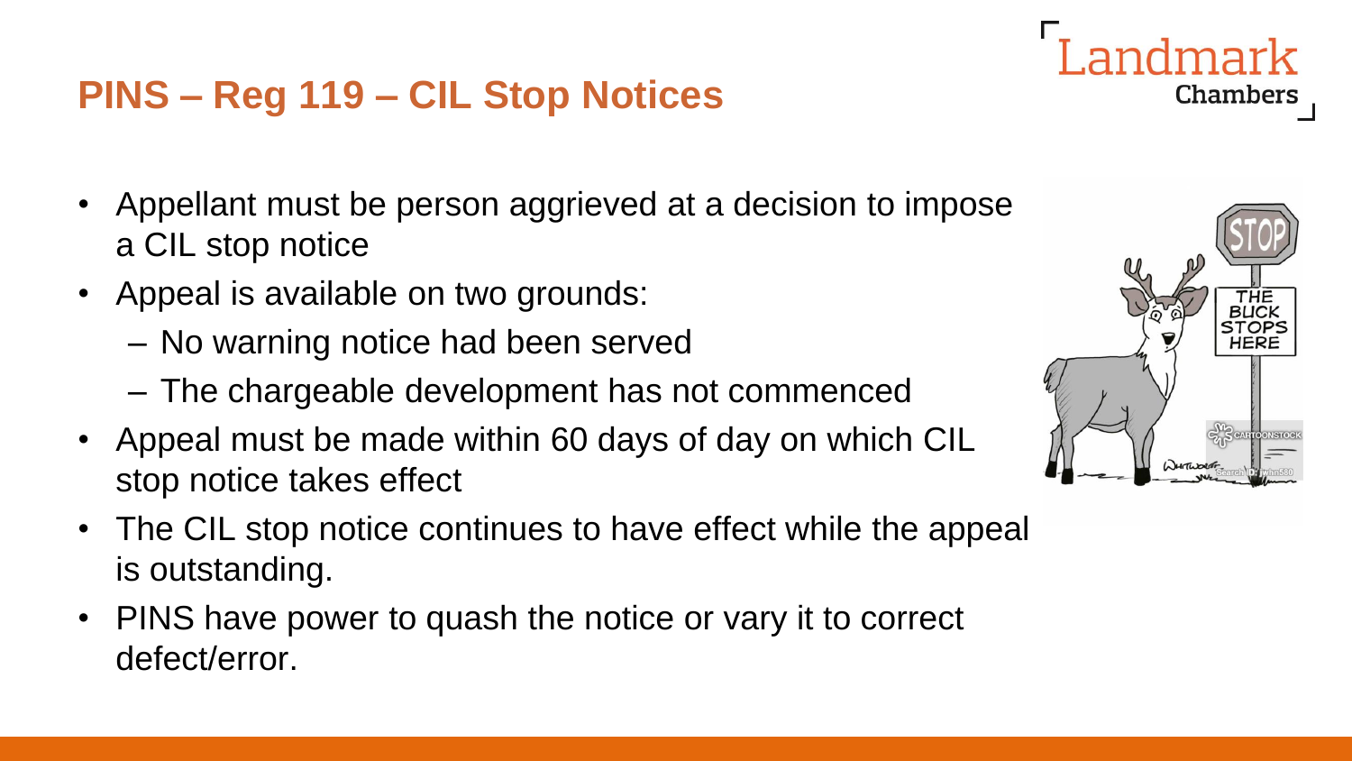## PINS – Reg 119 – CIL Stop Notices

- Appellant must be person aggrieved at a decision to impose a CIL stop notice
- Appeal is available on two grounds:
  - No warning notice had been served
  - The chargeable development has not commenced
- Appeal must be made within 60 days of day on which CIL stop notice takes effect
- The CIL stop notice continues to have effect while the appeal is outstanding.
- PINS have power to quash the notice or vary it to correct defect/error.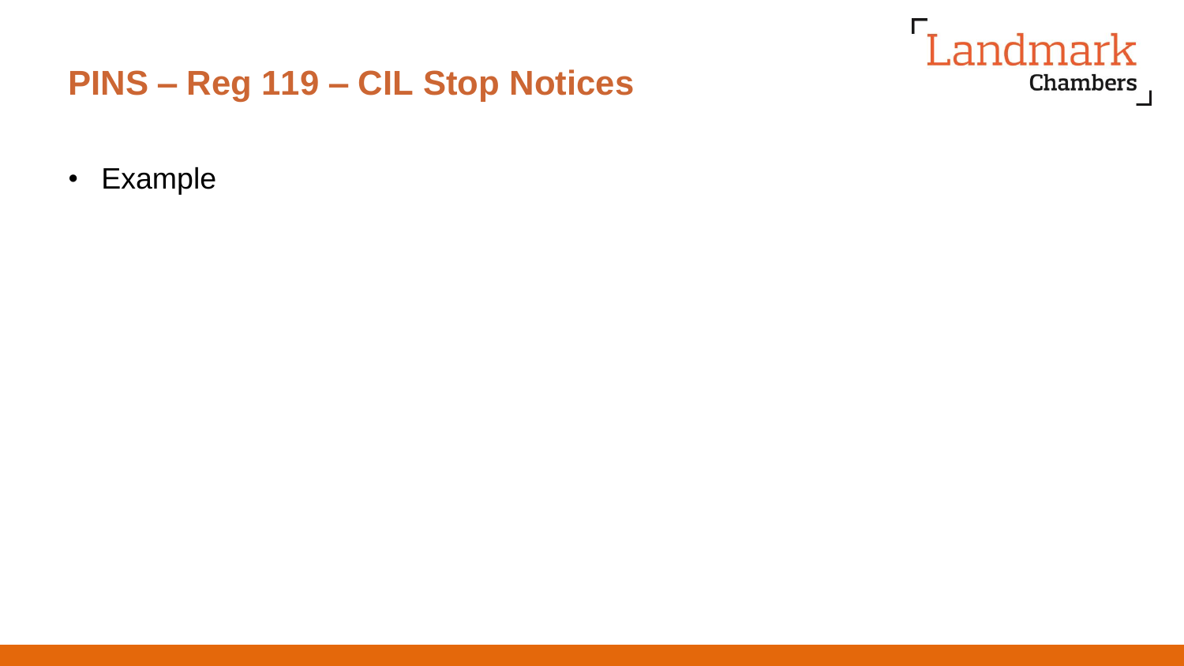# PINS – Reg 119 – CIL Stop Notices

- Example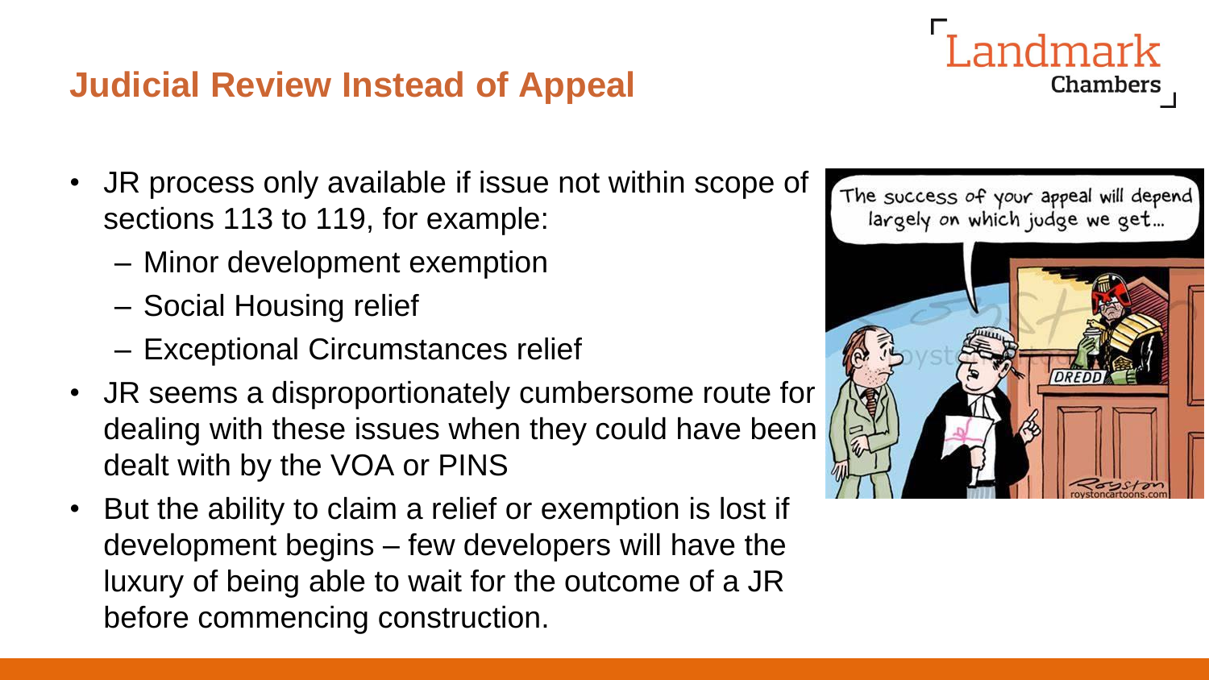## Judicial Review Instead of Appeal

- JR process only available if issue not within scope of sections 113 to 119, for example:
  - Minor development exemption
  - Social Housing relief
  - Exceptional Circumstances relief
- JR seems a disproportionately cumbersome route for dealing with these issues when they could have been dealt with by the VOA or PINS
- But the ability to claim a relief or exemption is lost if development begins – few developers will have the luxury of being able to wait for the outcome of a JR before commencing construction.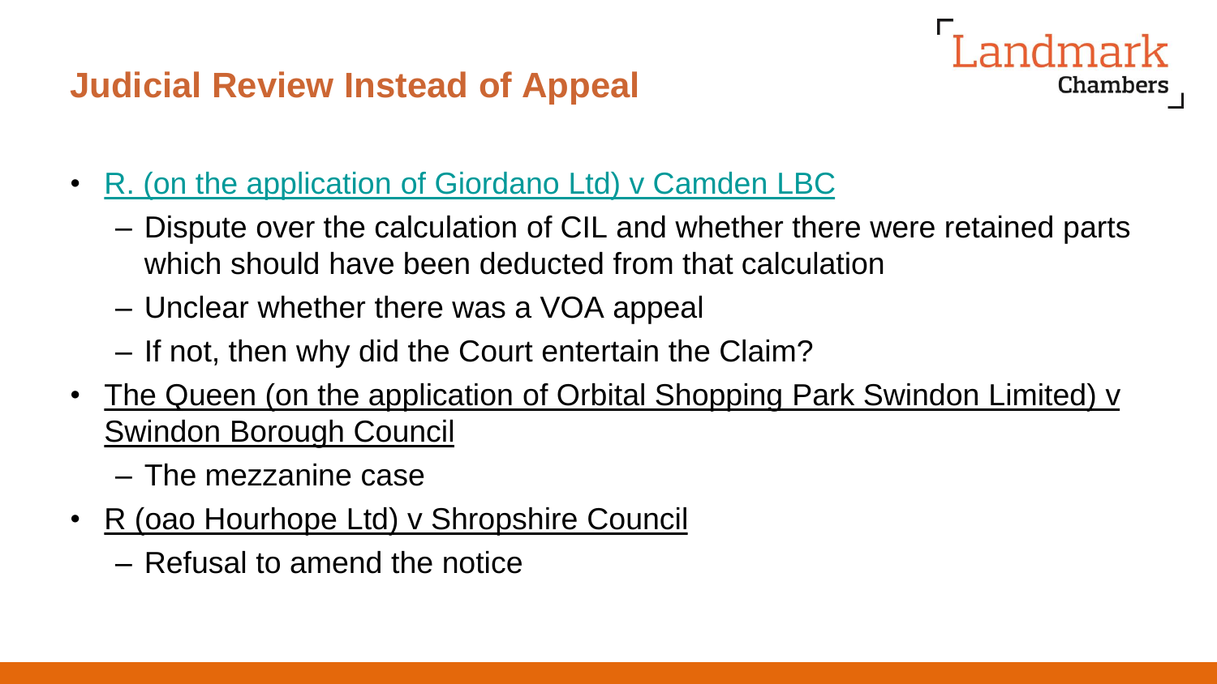# Judicial Review Instead of Appeal

- R. (on the application of Giordano Ltd) v Camden LBC
  - Dispute over the calculation of CIL and whether there were retained parts which should have been deducted from that calculation
  - Unclear whether there was a VOA appeal
  - If not, then why did the Court entertain the Claim?
- The Queen (on the application of Orbital Shopping Park Swindon Limited) v Swindon Borough Council
  - The mezzanine case
- R (oao Hourhope Ltd) v Shropshire Council
  - Refusal to amend the notice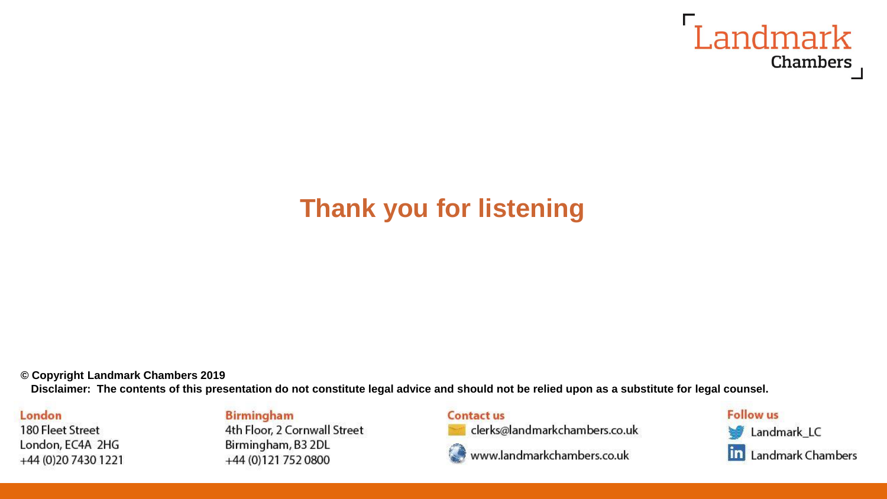Landmark Chambers

# Thank you for listening

**© Copyright Landmark Chambers 2019**

**Disclaimer: The contents of this presentation do not constitute legal advice and should not be relied upon as a substitute for legal counsel.**

**London**
180 Fleet Street
London, EC4A 2HG
+44 (0)20 7430 1221

**Birmingham**
4th Floor, 2 Cornwall Street
Birmingham, B3 2DL
+44 (0)121 752 0800

**Contact us**
clerks@landmarkchambers.co.uk
www.landmarkchambers.co.uk

**Follow us**
Landmark_LC
Landmark Chambers